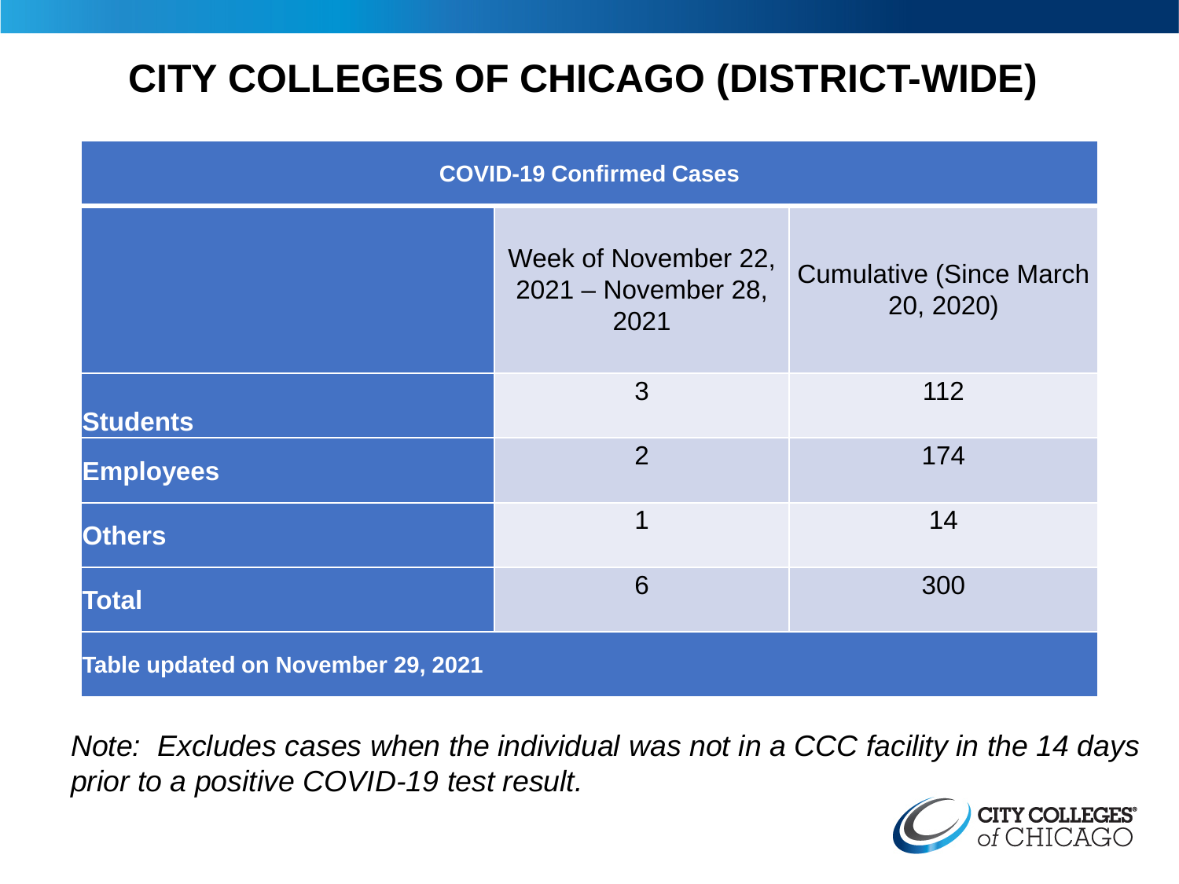# CITY COLLEGES OF CHICAGO (DISTRICT-WIDE)

| COVID-19 Confirmed Cases | | |
|---|---|---|
| | Week of November 22, 2021 – November 28, 2021 | Cumulative (Since March 20, 2020) |
| **Students** | 3 | 112 |
| **Employees** | 2 | 174 |
| **Others** | 1 | 14 |
| **Total** | 6 | 300 |
| **Table updated on November 29, 2021** | | |

*Note: Excludes cases when the individual was not in a CCC facility in the 14 days prior to a positive COVID-19 test result.*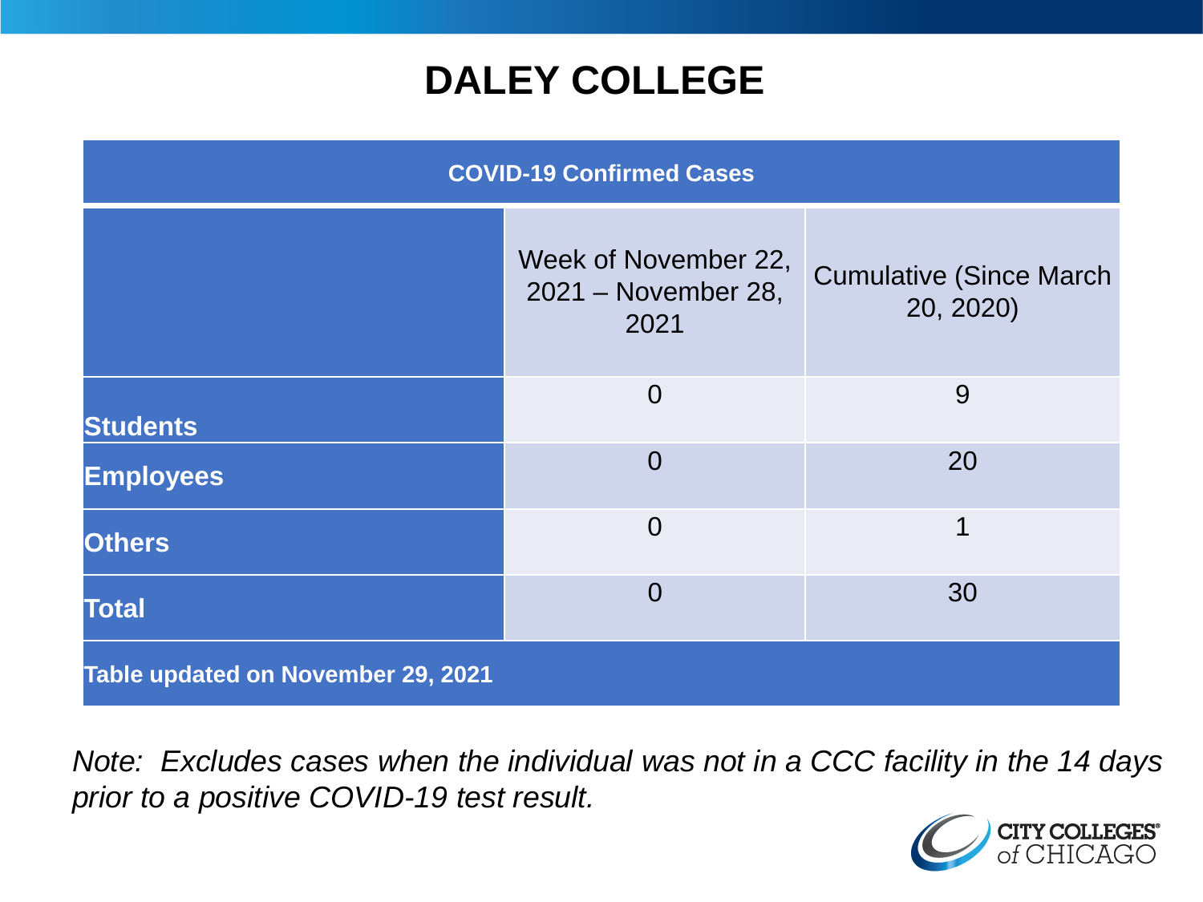# DALEY COLLEGE

| COVID-19 Confirmed Cases | | |
|---|---|---|
| | Week of November 22, 2021 – November 28, 2021 | Cumulative (Since March 20, 2020) |
| **Students** | 0 | 9 |
| **Employees** | 0 | 20 |
| **Others** | 0 | 1 |
| **Total** | 0 | 30 |
| **Table updated on November 29, 2021** | | |

*Note: Excludes cases when the individual was not in a CCC facility in the 14 days prior to a positive COVID-19 test result.*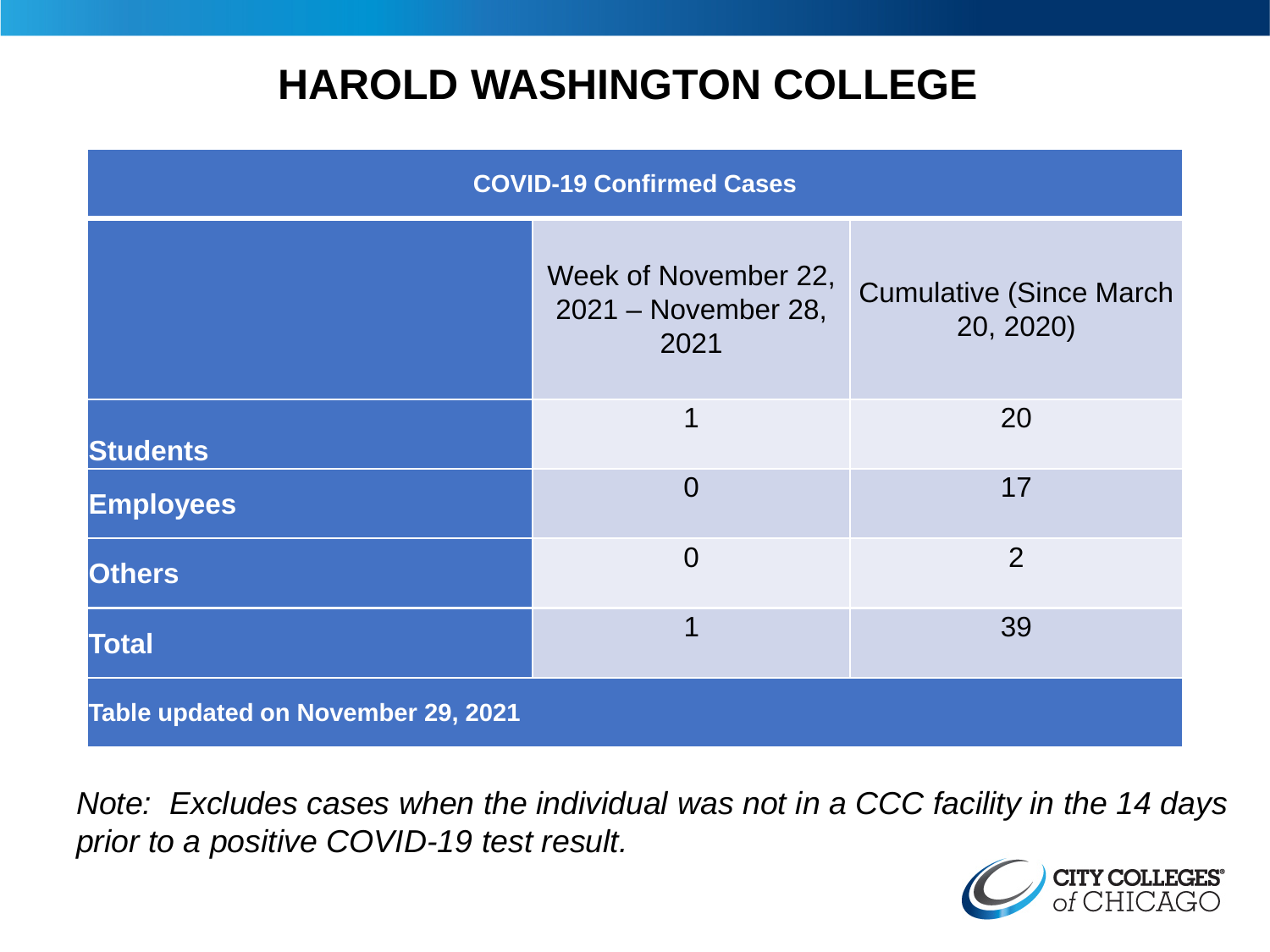# HAROLD WASHINGTON COLLEGE

| COVID-19 Confirmed Cases | | |
|---|---|---|
| | Week of November 22, 2021 – November 28, 2021 | Cumulative (Since March 20, 2020) |
| **Students** | 1 | 20 |
| **Employees** | 0 | 17 |
| **Others** | 0 | 2 |
| **Total** | 1 | 39 |
| **Table updated on November 29, 2021** | | |

*Note: Excludes cases when the individual was not in a CCC facility in the 14 days prior to a positive COVID-19 test result.*

CITY COLLEGES of CHICAGO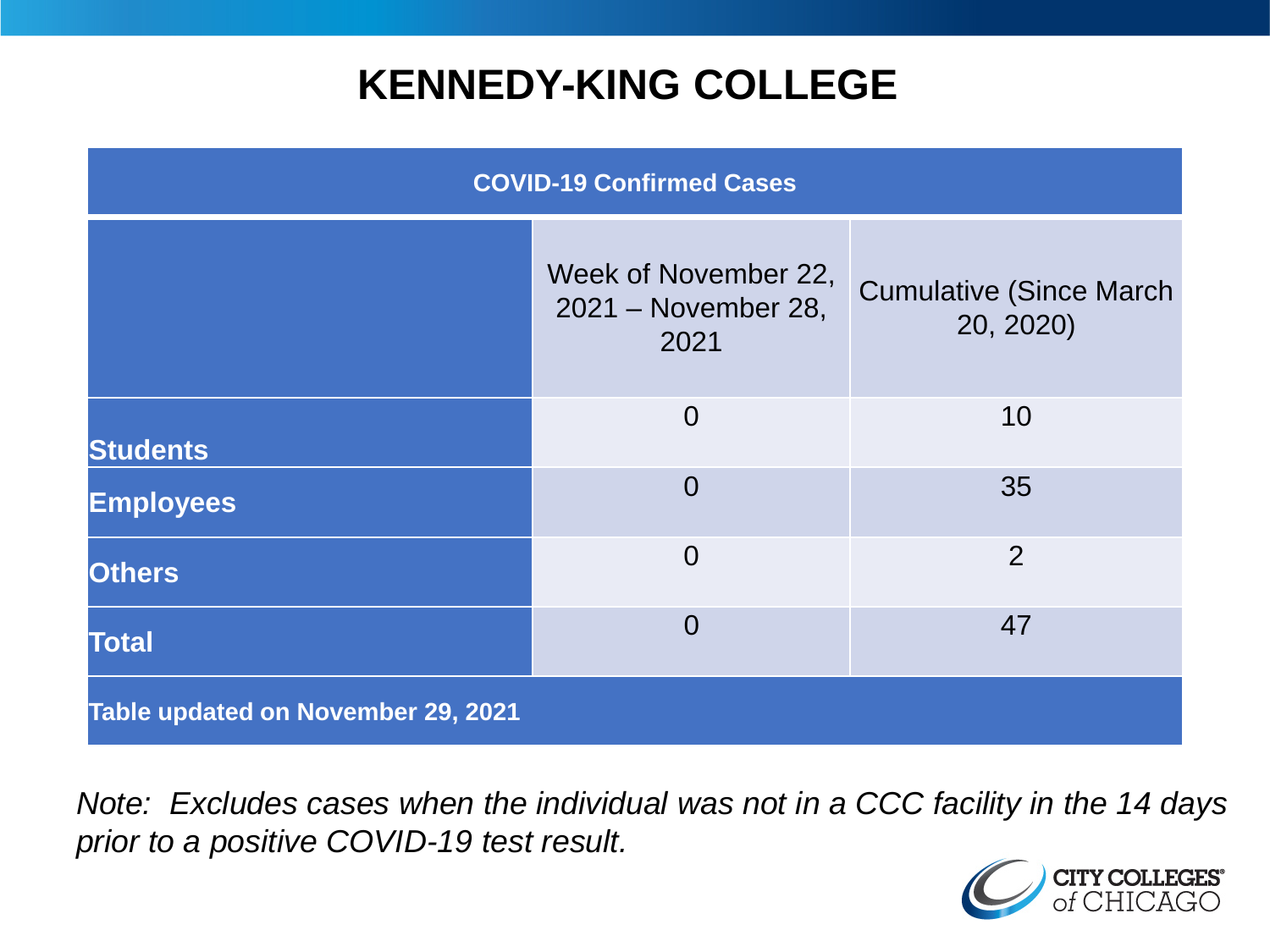# KENNEDY-KING COLLEGE

| COVID-19 Confirmed Cases | | |
|---|---|---|
| | Week of November 22, 2021 – November 28, 2021 | Cumulative (Since March 20, 2020) |
| **Students** | 0 | 10 |
| **Employees** | 0 | 35 |
| **Others** | 0 | 2 |
| **Total** | 0 | 47 |
| **Table updated on November 29, 2021** | | |

*Note: Excludes cases when the individual was not in a CCC facility in the 14 days prior to a positive COVID-19 test result.*

CITY COLLEGES of CHICAGO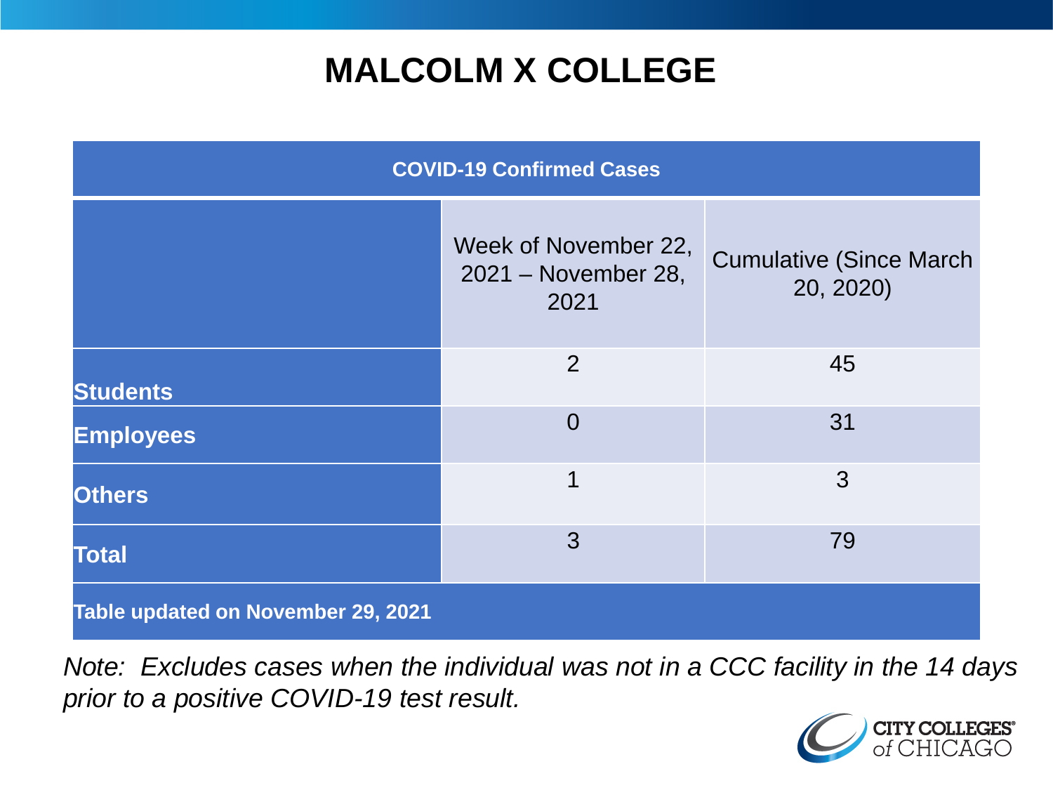# MALCOLM X COLLEGE

| COVID-19 Confirmed Cases | | |
|---|---|---|
| | Week of November 22, 2021 – November 28, 2021 | Cumulative (Since March 20, 2020) |
| **Students** | 2 | 45 |
| **Employees** | 0 | 31 |
| **Others** | 1 | 3 |
| **Total** | 3 | 79 |
| **Table updated on November 29, 2021** | | |

*Note: Excludes cases when the individual was not in a CCC facility in the 14 days prior to a positive COVID-19 test result.*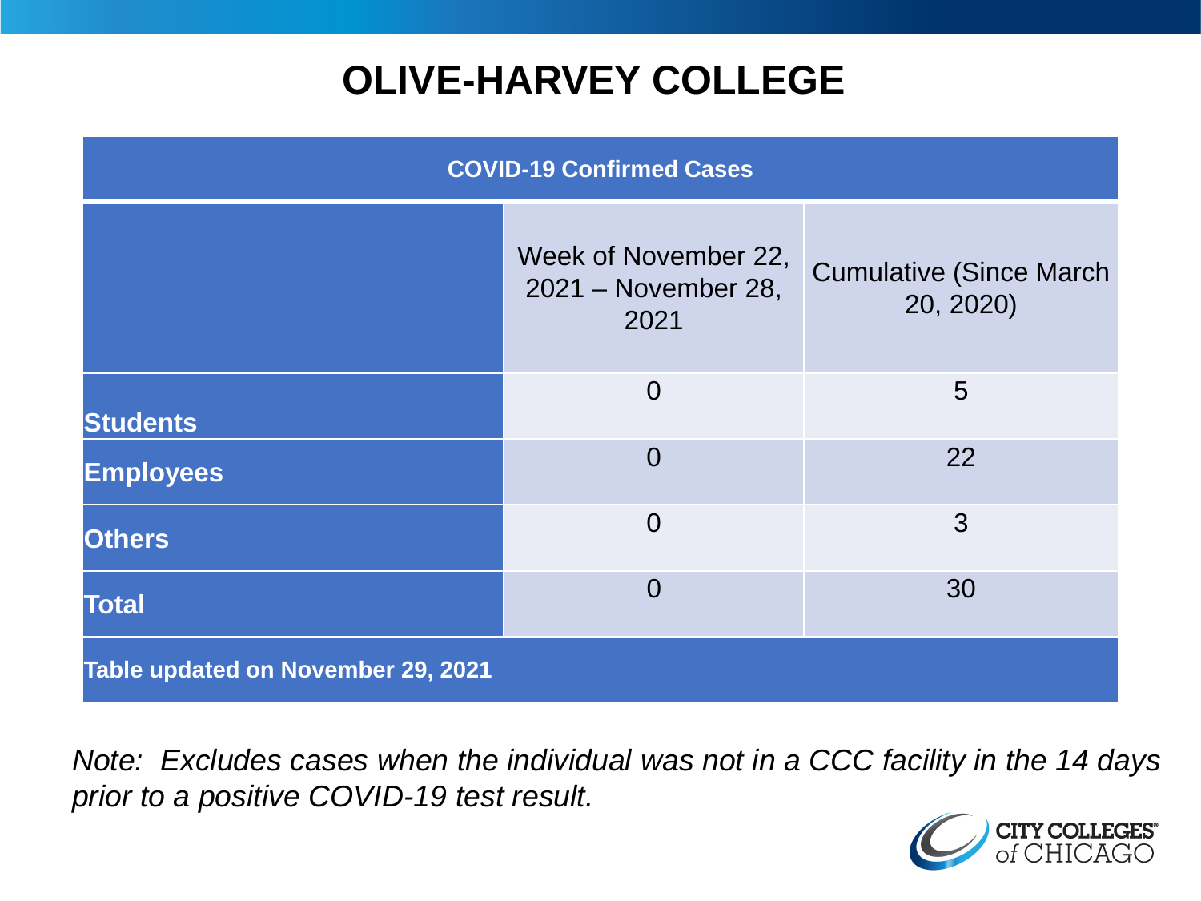# OLIVE-HARVEY COLLEGE

| COVID-19 Confirmed Cases | | |
|---|---|---|
| | Week of November 22, 2021 – November 28, 2021 | Cumulative (Since March 20, 2020) |
| **Students** | 0 | 5 |
| **Employees** | 0 | 22 |
| **Others** | 0 | 3 |
| **Total** | 0 | 30 |
| **Table updated on November 29, 2021** | | |

*Note: Excludes cases when the individual was not in a CCC facility in the 14 days prior to a positive COVID-19 test result.*

CITY COLLEGES of CHICAGO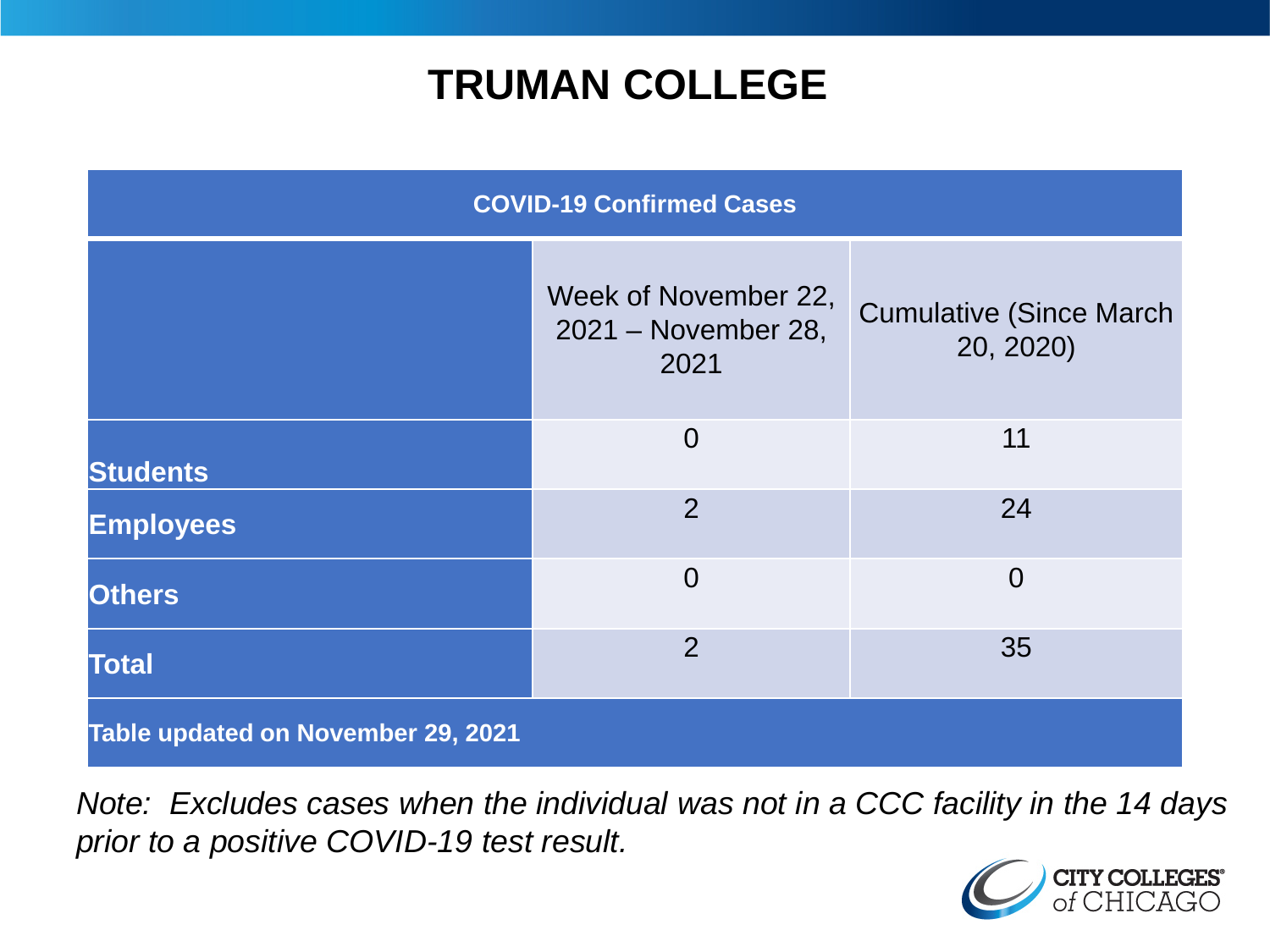# TRUMAN COLLEGE

| COVID-19 Confirmed Cases | | |
|---|---|---|
| | Week of November 22, 2021 – November 28, 2021 | Cumulative (Since March 20, 2020) |
| **Students** | 0 | 11 |
| **Employees** | 2 | 24 |
| **Others** | 0 | 0 |
| **Total** | 2 | 35 |
| **Table updated on November 29, 2021** | | |

*Note: Excludes cases when the individual was not in a CCC facility in the 14 days prior to a positive COVID-19 test result.*

CITY COLLEGES of CHICAGO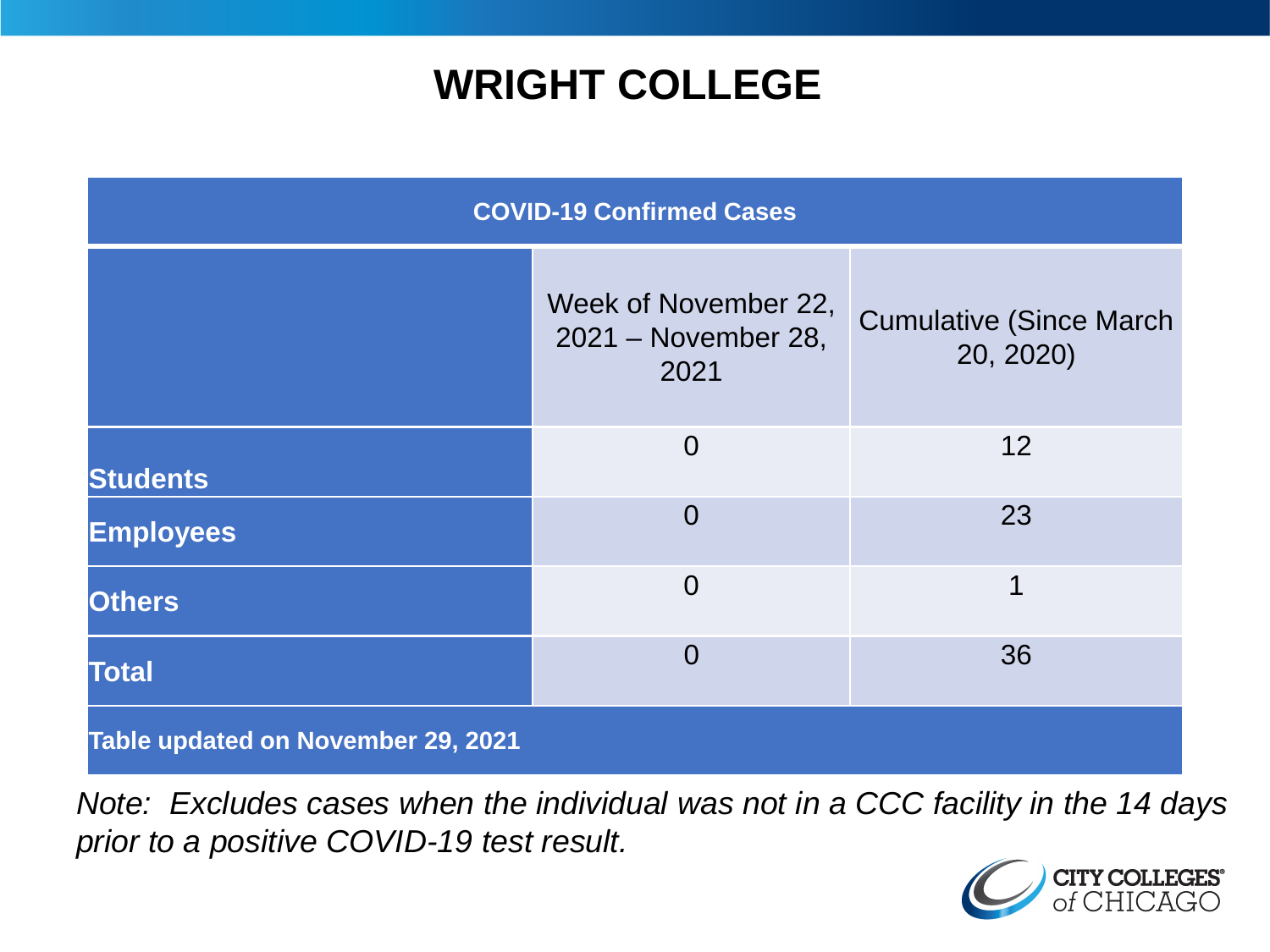# WRIGHT COLLEGE

| COVID-19 Confirmed Cases | | |
|---|---|---|
| | Week of November 22, 2021 – November 28, 2021 | Cumulative (Since March 20, 2020) |
| **Students** | 0 | 12 |
| **Employees** | 0 | 23 |
| **Others** | 0 | 1 |
| **Total** | 0 | 36 |
| **Table updated on November 29, 2021** | | |

*Note: Excludes cases when the individual was not in a CCC facility in the 14 days prior to a positive COVID-19 test result.*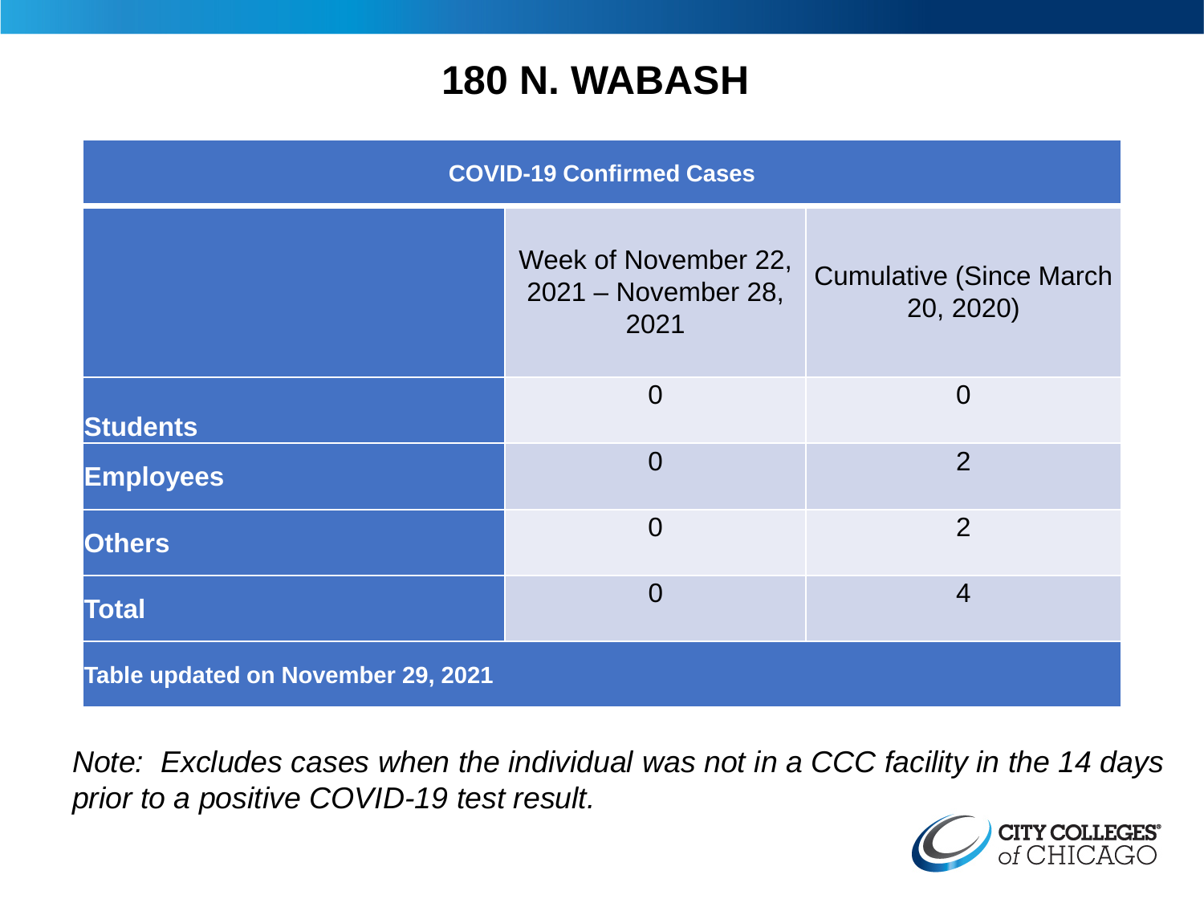# 180 N. WABASH

| COVID-19 Confirmed Cases | | |
|---|---|---|
| | Week of November 22, 2021 – November 28, 2021 | Cumulative (Since March 20, 2020) |
| **Students** | 0 | 0 |
| **Employees** | 0 | 2 |
| **Others** | 0 | 2 |
| **Total** | 0 | 4 |
| **Table updated on November 29, 2021** | | |

*Note: Excludes cases when the individual was not in a CCC facility in the 14 days prior to a positive COVID-19 test result.*

CITY COLLEGES of CHICAGO